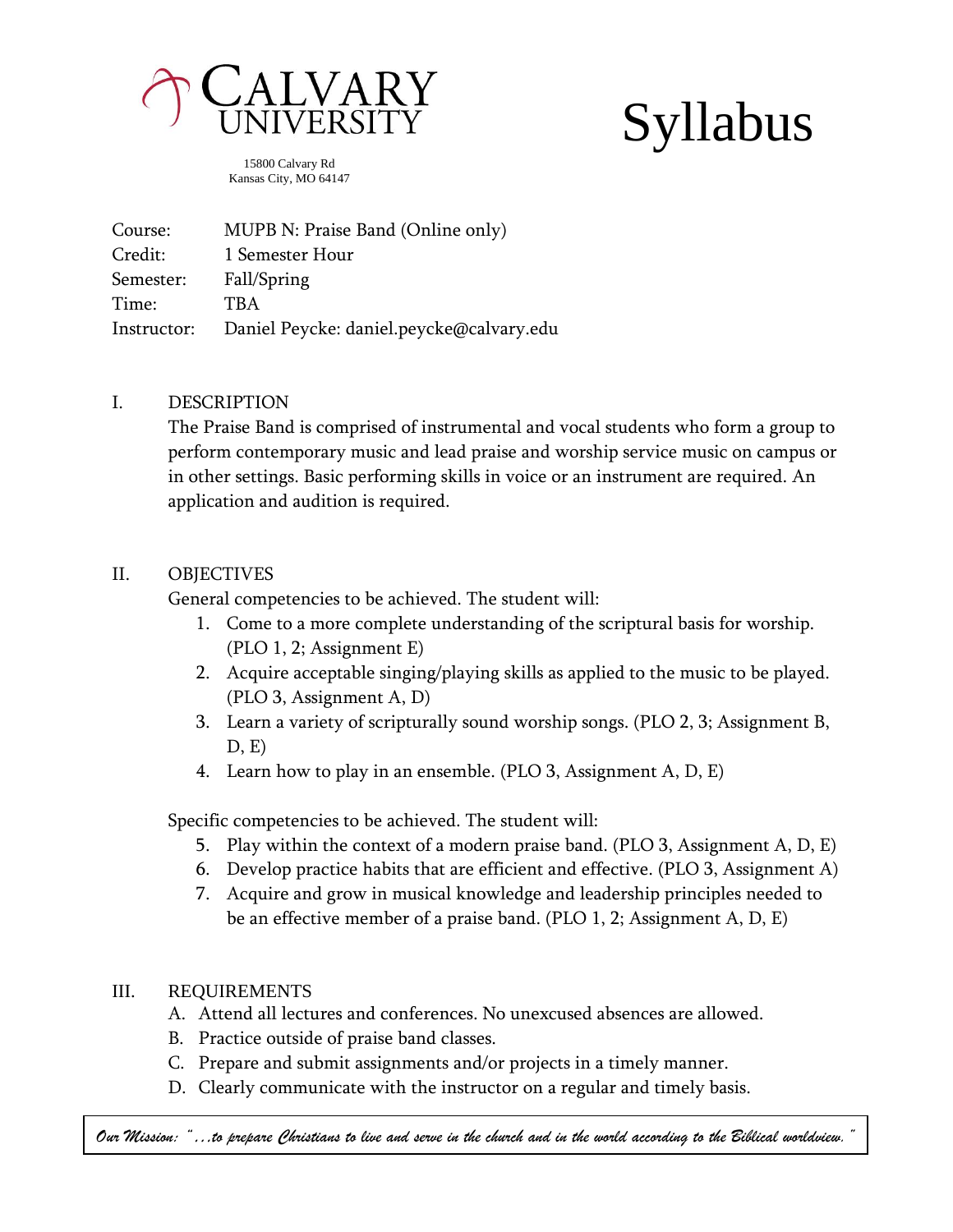# CALVARY UNIVERSITY

15800 Calvary Rd
Kansas City, MO 64147

# Syllabus

| | |
|---|---|
| Course: | MUPB N: Praise Band (Online only) |
| Credit: | 1 Semester Hour |
| Semester: | Fall/Spring |
| Time: | TBA |
| Instructor: | Daniel Peycke: daniel.peycke@calvary.edu |

## I. DESCRIPTION

The Praise Band is comprised of instrumental and vocal students who form a group to perform contemporary music and lead praise and worship service music on campus or in other settings. Basic performing skills in voice or an instrument are required. An application and audition is required.

## II. OBJECTIVES

General competencies to be achieved. The student will:

1. Come to a more complete understanding of the scriptural basis for worship. (PLO 1, 2; Assignment E)
2. Acquire acceptable singing/playing skills as applied to the music to be played. (PLO 3, Assignment A, D)
3. Learn a variety of scripturally sound worship songs. (PLO 2, 3; Assignment B, D, E)
4. Learn how to play in an ensemble. (PLO 3, Assignment A, D, E)

Specific competencies to be achieved. The student will:

5. Play within the context of a modern praise band. (PLO 3, Assignment A, D, E)
6. Develop practice habits that are efficient and effective. (PLO 3, Assignment A)
7. Acquire and grow in musical knowledge and leadership principles needed to be an effective member of a praise band. (PLO 1, 2; Assignment A, D, E)

## III. REQUIREMENTS

A. Attend all lectures and conferences. No unexcused absences are allowed.
B. Practice outside of praise band classes.
C. Prepare and submit assignments and/or projects in a timely manner.
D. Clearly communicate with the instructor on a regular and timely basis.

*Our Mission: "…to prepare Christians to live and serve in the church and in the world according to the Biblical worldview."*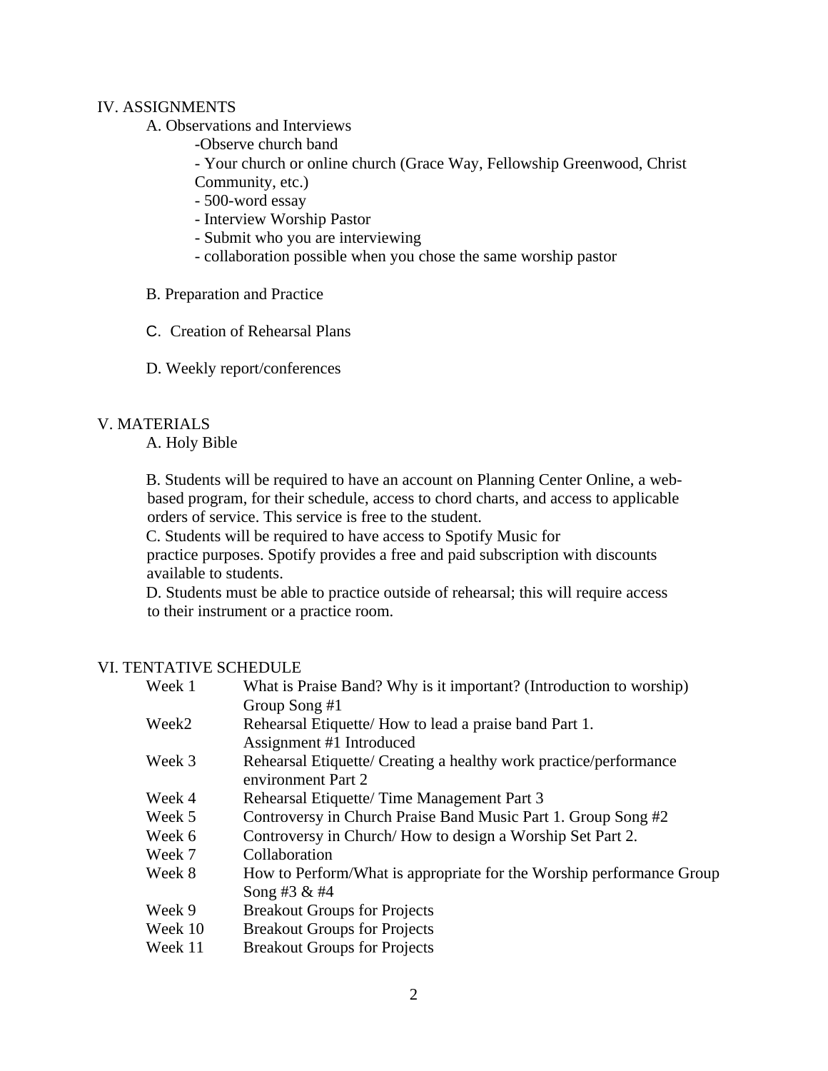## IV. ASSIGNMENTS

A. Observations and Interviews

- Observe church band
- Your church or online church (Grace Way, Fellowship Greenwood, Christ Community, etc.)
- 500-word essay
- Interview Worship Pastor
- Submit who you are interviewing
- collaboration possible when you chose the same worship pastor

B. Preparation and Practice

C. Creation of Rehearsal Plans

D. Weekly report/conferences

## V. MATERIALS

A. Holy Bible

B. Students will be required to have an account on Planning Center Online, a web-based program, for their schedule, access to chord charts, and access to applicable orders of service. This service is free to the student.

C. Students will be required to have access to Spotify Music for practice purposes. Spotify provides a free and paid subscription with discounts available to students.

D. Students must be able to practice outside of rehearsal; this will require access to their instrument or a practice room.

## VI. TENTATIVE SCHEDULE

| | |
|---|---|
| Week 1 | What is Praise Band? Why is it important? (Introduction to worship) Group Song #1 |
| Week2 | Rehearsal Etiquette/ How to lead a praise band Part 1. Assignment #1 Introduced |
| Week 3 | Rehearsal Etiquette/ Creating a healthy work practice/performance environment Part 2 |
| Week 4 | Rehearsal Etiquette/ Time Management Part 3 |
| Week 5 | Controversy in Church Praise Band Music Part 1. Group Song #2 |
| Week 6 | Controversy in Church/ How to design a Worship Set Part 2. |
| Week 7 | Collaboration |
| Week 8 | How to Perform/What is appropriate for the Worship performance Group Song #3 & #4 |
| Week 9 | Breakout Groups for Projects |
| Week 10 | Breakout Groups for Projects |
| Week 11 | Breakout Groups for Projects |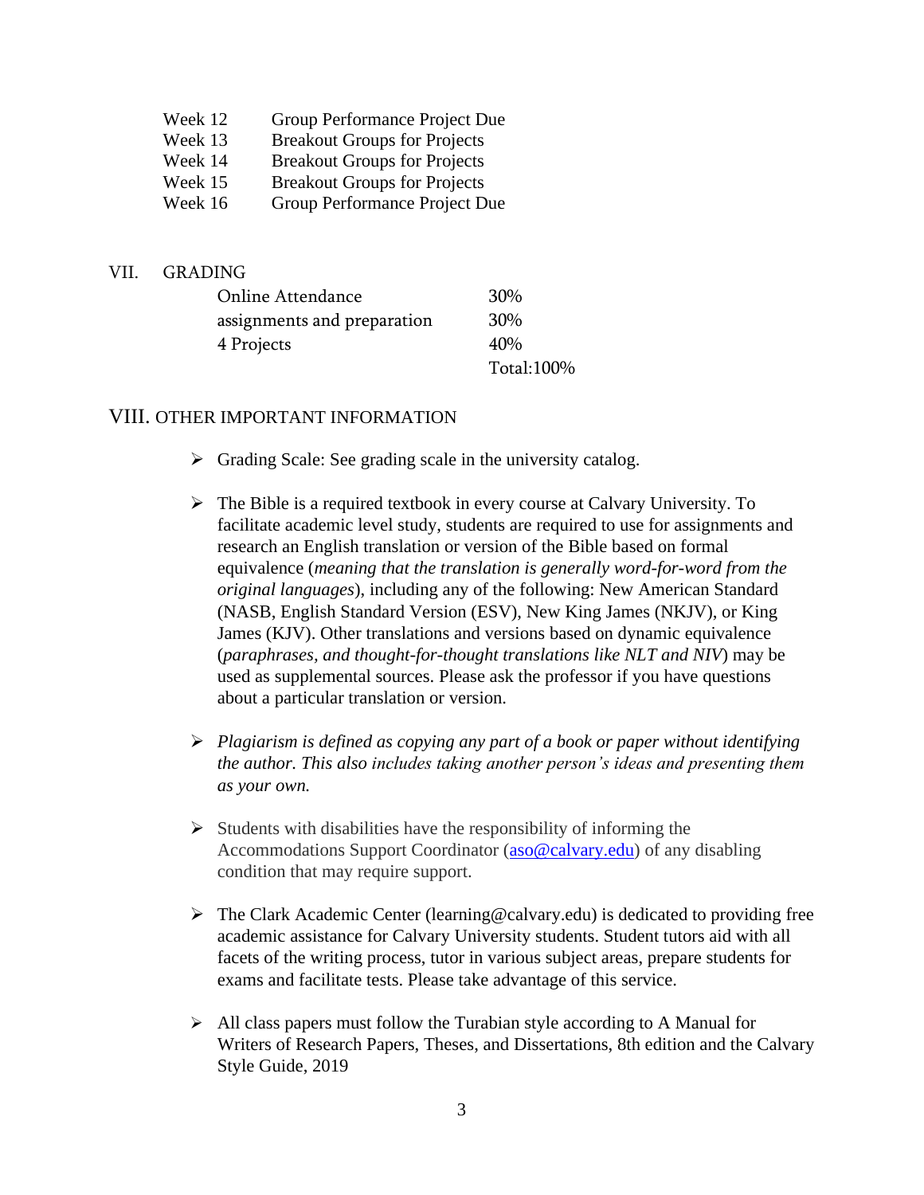| | |
|---|---|
| Week 12 | Group Performance Project Due |
| Week 13 | Breakout Groups for Projects |
| Week 14 | Breakout Groups for Projects |
| Week 15 | Breakout Groups for Projects |
| Week 16 | Group Performance Project Due |

## VII. GRADING

| | |
|---|---|
| Online Attendance | 30% |
| assignments and preparation | 30% |
| 4 Projects | 40% |
| | Total:100% |

## VIII. OTHER IMPORTANT INFORMATION

- Grading Scale: See grading scale in the university catalog.

- The Bible is a required textbook in every course at Calvary University. To facilitate academic level study, students are required to use for assignments and research an English translation or version of the Bible based on formal equivalence (*meaning that the translation is generally word-for-word from the original languages*), including any of the following: New American Standard (NASB, English Standard Version (ESV), New King James (NKJV), or King James (KJV). Other translations and versions based on dynamic equivalence (*paraphrases, and thought-for-thought translations like NLT and NIV*) may be used as supplemental sources. Please ask the professor if you have questions about a particular translation or version.

- *Plagiarism is defined as copying any part of a book or paper without identifying the author. This also includes taking another person's ideas and presenting them as your own.*

- Students with disabilities have the responsibility of informing the Accommodations Support Coordinator (aso@calvary.edu) of any disabling condition that may require support.

- The Clark Academic Center (learning@calvary.edu) is dedicated to providing free academic assistance for Calvary University students. Student tutors aid with all facets of the writing process, tutor in various subject areas, prepare students for exams and facilitate tests. Please take advantage of this service.

- All class papers must follow the Turabian style according to A Manual for Writers of Research Papers, Theses, and Dissertations, 8th edition and the Calvary Style Guide, 2019